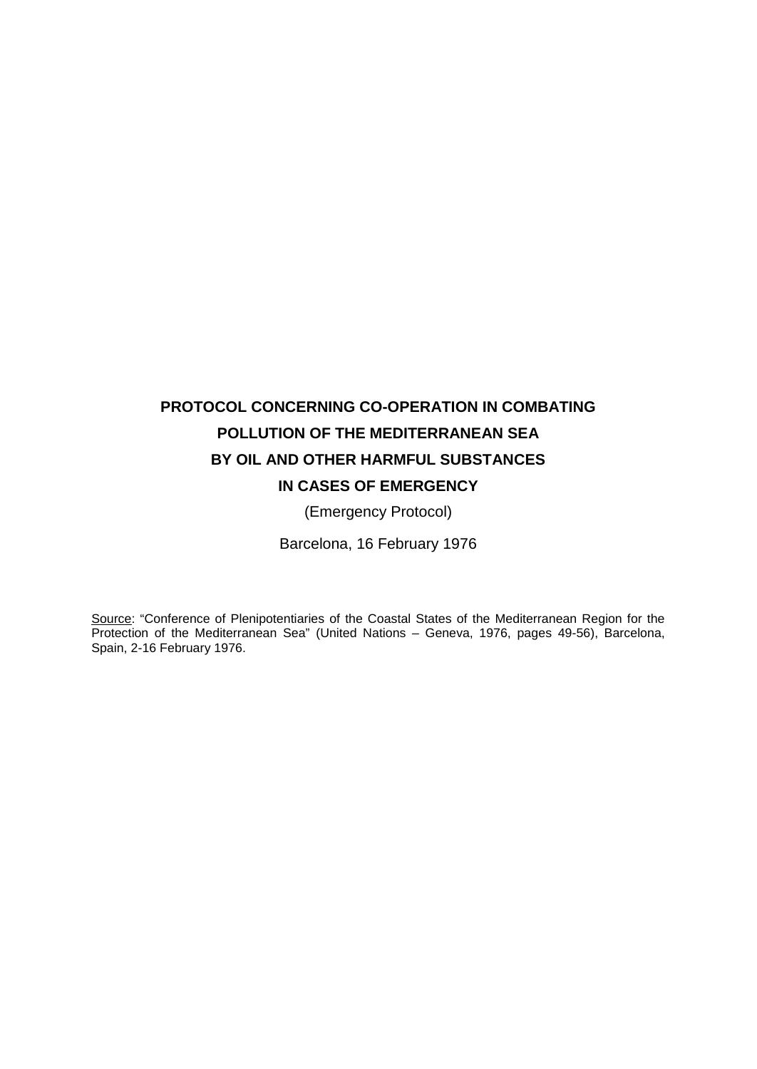# PROTOCOL CONCERNING CO-OPERATION IN COMBATING POLLUTION OF THE MEDITERRANEAN SEA BY OIL AND OTHER HARMFUL SUBSTANCES IN CASES OF EMERGENCY

(Emergency Protocol)

Barcelona, 16 February 1976

Source: "Conference of Plenipotentiaries of the Coastal States of the Mediterranean Region for the Protection of the Mediterranean Sea" (United Nations – Geneva, 1976, pages 49-56), Barcelona, Spain, 2-16 February 1976.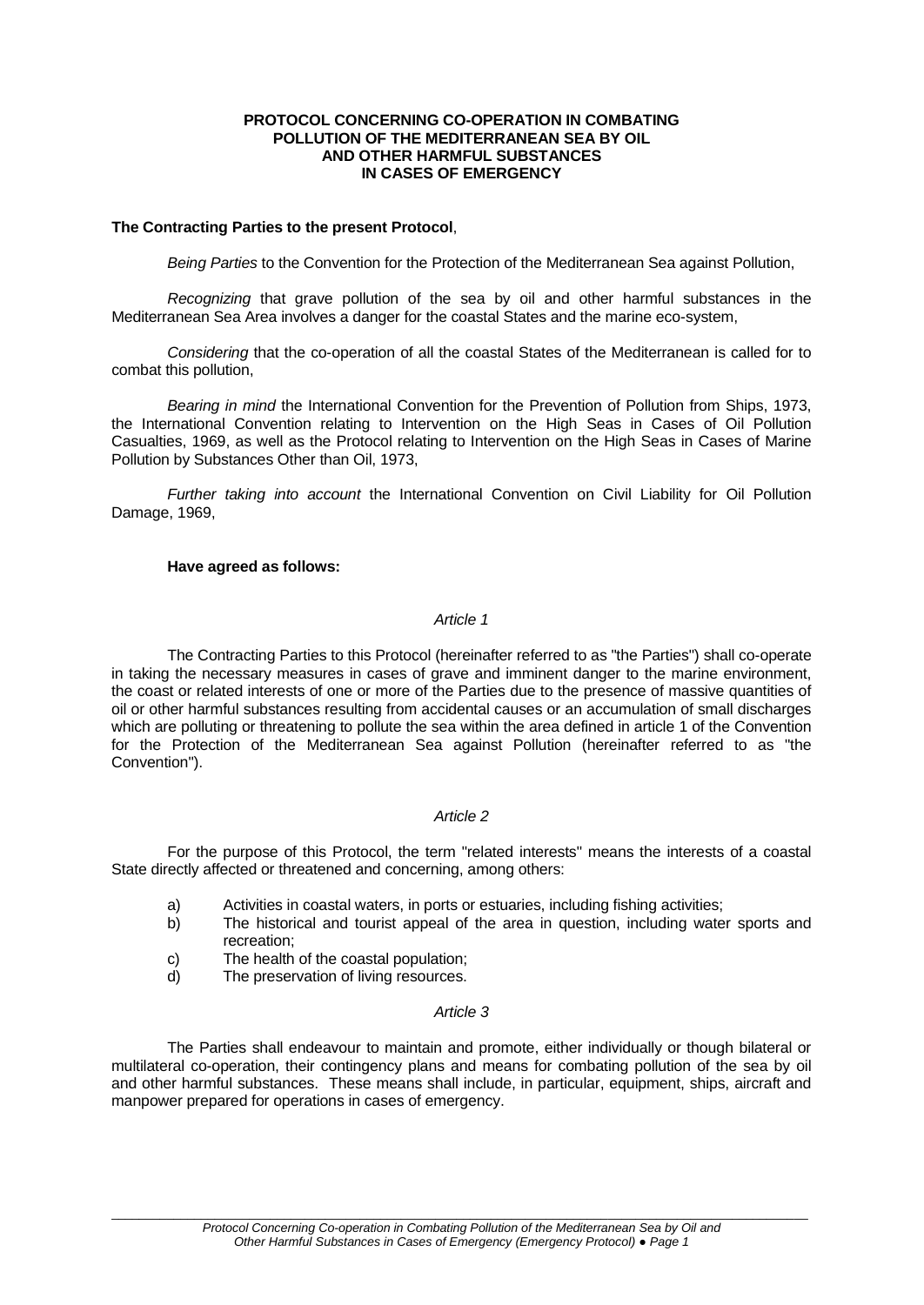# PROTOCOL CONCERNING CO-OPERATION IN COMBATING POLLUTION OF THE MEDITERRANEAN SEA BY OIL AND OTHER HARMFUL SUBSTANCES IN CASES OF EMERGENCY

**The Contracting Parties to the present Protocol**,

*Being Parties* to the Convention for the Protection of the Mediterranean Sea against Pollution,

*Recognizing* that grave pollution of the sea by oil and other harmful substances in the Mediterranean Sea Area involves a danger for the coastal States and the marine eco-system,

*Considering* that the co-operation of all the coastal States of the Mediterranean is called for to combat this pollution,

*Bearing in mind* the International Convention for the Prevention of Pollution from Ships, 1973, the International Convention relating to Intervention on the High Seas in Cases of Oil Pollution Casualties, 1969, as well as the Protocol relating to Intervention on the High Seas in Cases of Marine Pollution by Substances Other than Oil, 1973,

*Further taking into account* the International Convention on Civil Liability for Oil Pollution Damage, 1969,

**Have agreed as follows:**

*Article 1*

The Contracting Parties to this Protocol (hereinafter referred to as "the Parties") shall co-operate in taking the necessary measures in cases of grave and imminent danger to the marine environment, the coast or related interests of one or more of the Parties due to the presence of massive quantities of oil or other harmful substances resulting from accidental causes or an accumulation of small discharges which are polluting or threatening to pollute the sea within the area defined in article 1 of the Convention for the Protection of the Mediterranean Sea against Pollution (hereinafter referred to as "the Convention").

*Article 2*

For the purpose of this Protocol, the term "related interests" means the interests of a coastal State directly affected or threatened and concerning, among others:

a) Activities in coastal waters, in ports or estuaries, including fishing activities;
b) The historical and tourist appeal of the area in question, including water sports and recreation;
c) The health of the coastal population;
d) The preservation of living resources.

*Article 3*

The Parties shall endeavour to maintain and promote, either individually or though bilateral or multilateral co-operation, their contingency plans and means for combating pollution of the sea by oil and other harmful substances. These means shall include, in particular, equipment, ships, aircraft and manpower prepared for operations in cases of emergency.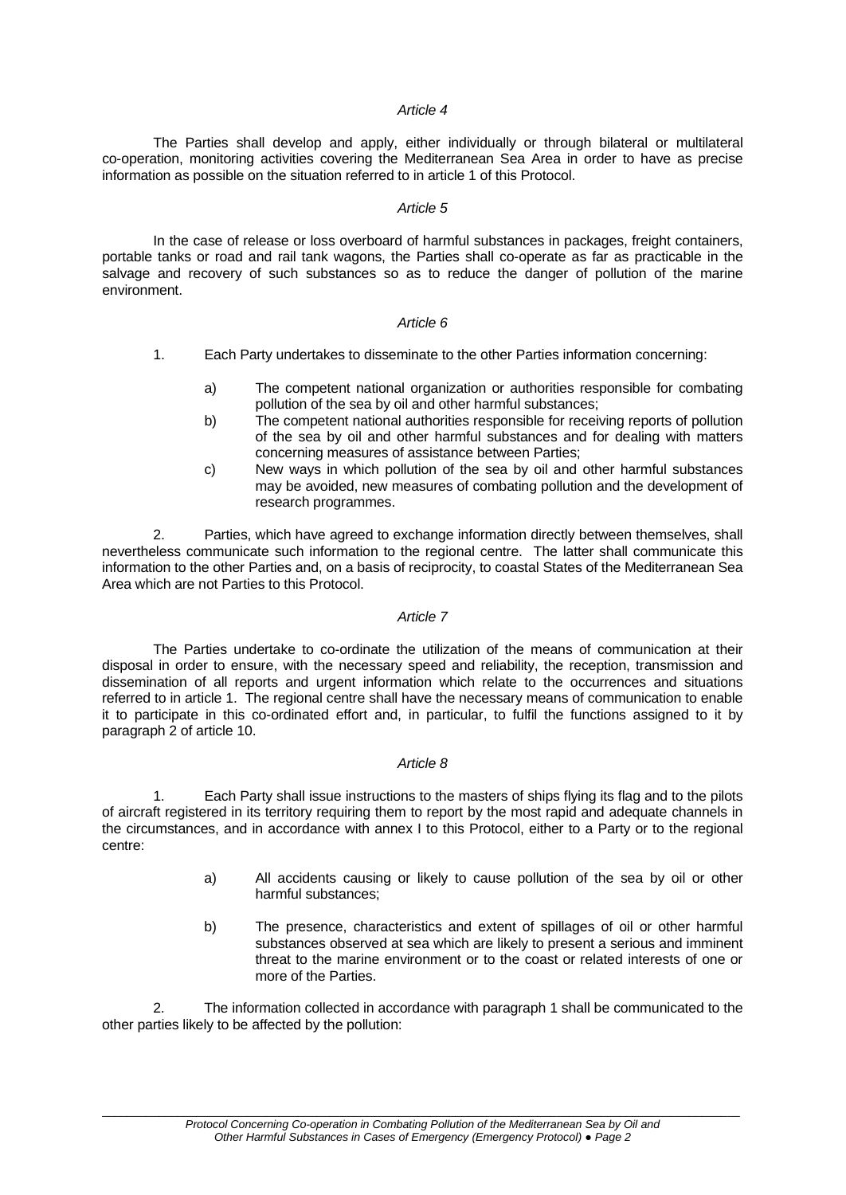*Article 4*

The Parties shall develop and apply, either individually or through bilateral or multilateral co-operation, monitoring activities covering the Mediterranean Sea Area in order to have as precise information as possible on the situation referred to in article 1 of this Protocol.

*Article 5*

In the case of release or loss overboard of harmful substances in packages, freight containers, portable tanks or road and rail tank wagons, the Parties shall co-operate as far as practicable in the salvage and recovery of such substances so as to reduce the danger of pollution of the marine environment.

*Article 6*

1. Each Party undertakes to disseminate to the other Parties information concerning:

   a) The competent national organization or authorities responsible for combating pollution of the sea by oil and other harmful substances;
   b) The competent national authorities responsible for receiving reports of pollution of the sea by oil and other harmful substances and for dealing with matters concerning measures of assistance between Parties;
   c) New ways in which pollution of the sea by oil and other harmful substances may be avoided, new measures of combating pollution and the development of research programmes.

2. Parties, which have agreed to exchange information directly between themselves, shall nevertheless communicate such information to the regional centre. The latter shall communicate this information to the other Parties and, on a basis of reciprocity, to coastal States of the Mediterranean Sea Area which are not Parties to this Protocol.

*Article 7*

The Parties undertake to co-ordinate the utilization of the means of communication at their disposal in order to ensure, with the necessary speed and reliability, the reception, transmission and dissemination of all reports and urgent information which relate to the occurrences and situations referred to in article 1. The regional centre shall have the necessary means of communication to enable it to participate in this co-ordinated effort and, in particular, to fulfil the functions assigned to it by paragraph 2 of article 10.

*Article 8*

1. Each Party shall issue instructions to the masters of ships flying its flag and to the pilots of aircraft registered in its territory requiring them to report by the most rapid and adequate channels in the circumstances, and in accordance with annex I to this Protocol, either to a Party or to the regional centre:

   a) All accidents causing or likely to cause pollution of the sea by oil or other harmful substances;

   b) The presence, characteristics and extent of spillages of oil or other harmful substances observed at sea which are likely to present a serious and imminent threat to the marine environment or to the coast or related interests of one or more of the Parties.

2. The information collected in accordance with paragraph 1 shall be communicated to the other parties likely to be affected by the pollution: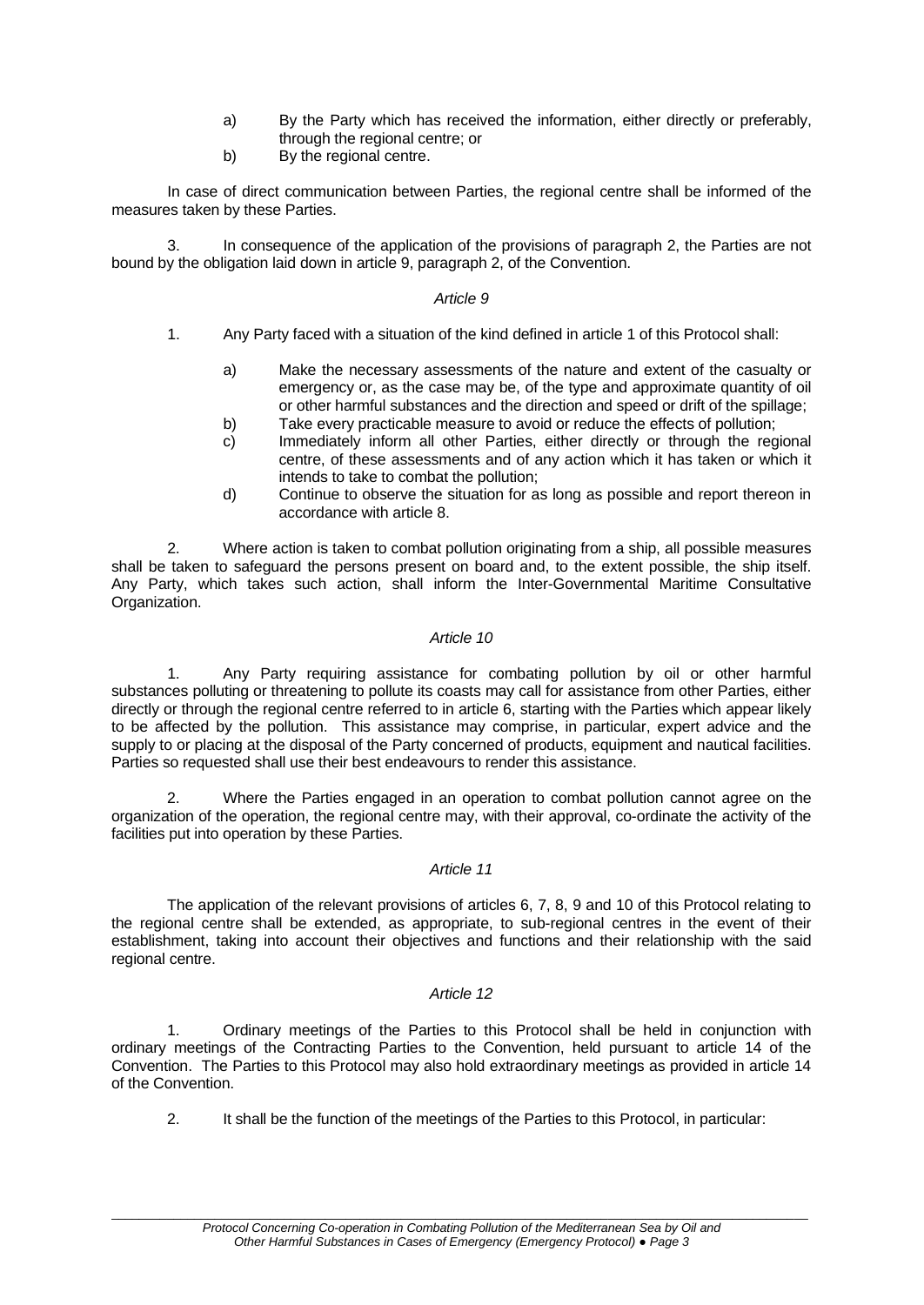a) By the Party which has received the information, either directly or preferably, through the regional centre; or
b) By the regional centre.

In case of direct communication between Parties, the regional centre shall be informed of the measures taken by these Parties.

3. In consequence of the application of the provisions of paragraph 2, the Parties are not bound by the obligation laid down in article 9, paragraph 2, of the Convention.

*Article 9*

1. Any Party faced with a situation of the kind defined in article 1 of this Protocol shall:

   a) Make the necessary assessments of the nature and extent of the casualty or emergency or, as the case may be, of the type and approximate quantity of oil or other harmful substances and the direction and speed or drift of the spillage;
   b) Take every practicable measure to avoid or reduce the effects of pollution;
   c) Immediately inform all other Parties, either directly or through the regional centre, of these assessments and of any action which it has taken or which it intends to take to combat the pollution;
   d) Continue to observe the situation for as long as possible and report thereon in accordance with article 8.

2. Where action is taken to combat pollution originating from a ship, all possible measures shall be taken to safeguard the persons present on board and, to the extent possible, the ship itself. Any Party, which takes such action, shall inform the Inter-Governmental Maritime Consultative Organization.

*Article 10*

1. Any Party requiring assistance for combating pollution by oil or other harmful substances polluting or threatening to pollute its coasts may call for assistance from other Parties, either directly or through the regional centre referred to in article 6, starting with the Parties which appear likely to be affected by the pollution. This assistance may comprise, in particular, expert advice and the supply to or placing at the disposal of the Party concerned of products, equipment and nautical facilities. Parties so requested shall use their best endeavours to render this assistance.

2. Where the Parties engaged in an operation to combat pollution cannot agree on the organization of the operation, the regional centre may, with their approval, co-ordinate the activity of the facilities put into operation by these Parties.

*Article 11*

The application of the relevant provisions of articles 6, 7, 8, 9 and 10 of this Protocol relating to the regional centre shall be extended, as appropriate, to sub-regional centres in the event of their establishment, taking into account their objectives and functions and their relationship with the said regional centre.

*Article 12*

1. Ordinary meetings of the Parties to this Protocol shall be held in conjunction with ordinary meetings of the Contracting Parties to the Convention, held pursuant to article 14 of the Convention. The Parties to this Protocol may also hold extraordinary meetings as provided in article 14 of the Convention.

2. It shall be the function of the meetings of the Parties to this Protocol, in particular: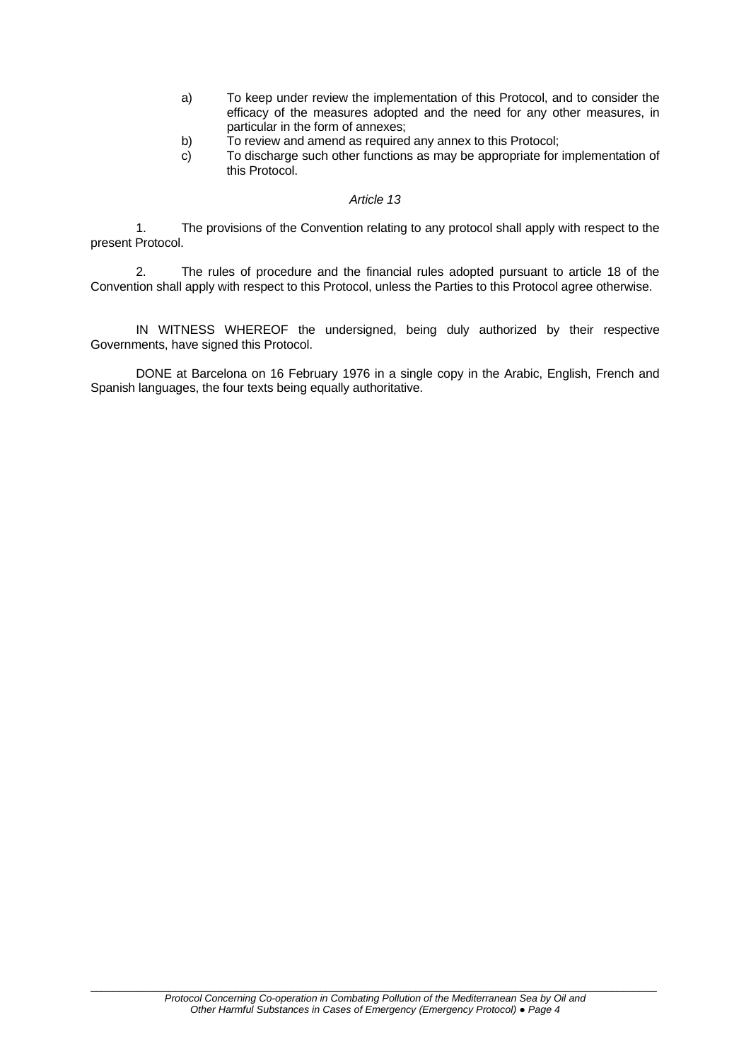a) To keep under review the implementation of this Protocol, and to consider the efficacy of the measures adopted and the need for any other measures, in particular in the form of annexes;

b) To review and amend as required any annex to this Protocol;

c) To discharge such other functions as may be appropriate for implementation of this Protocol.

*Article 13*

1. The provisions of the Convention relating to any protocol shall apply with respect to the present Protocol.

2. The rules of procedure and the financial rules adopted pursuant to article 18 of the Convention shall apply with respect to this Protocol, unless the Parties to this Protocol agree otherwise.

IN WITNESS WHEREOF the undersigned, being duly authorized by their respective Governments, have signed this Protocol.

DONE at Barcelona on 16 February 1976 in a single copy in the Arabic, English, French and Spanish languages, the four texts being equally authoritative.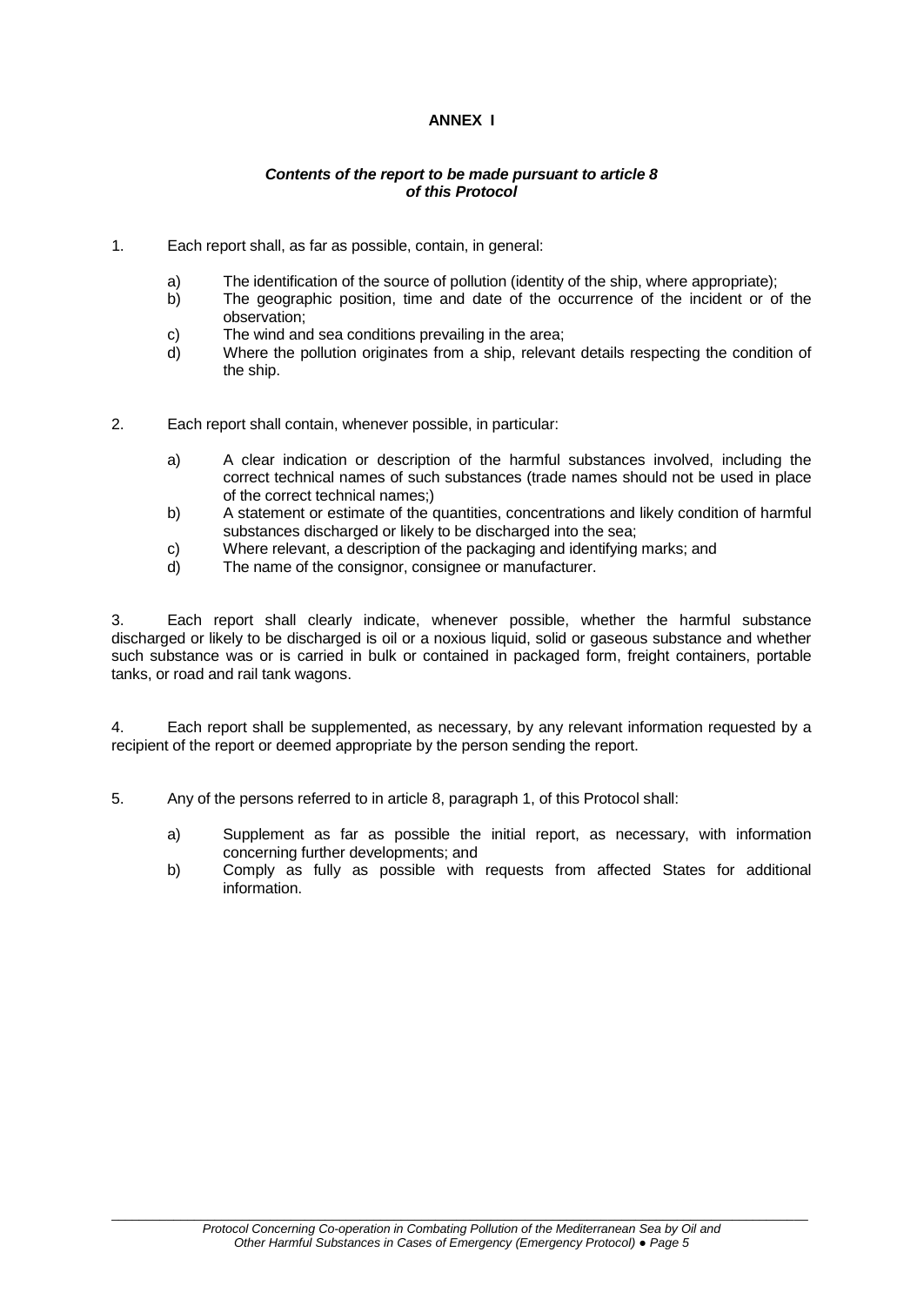# ANNEX I

***Contents of the report to be made pursuant to article 8 of this Protocol***

1. Each report shall, as far as possible, contain, in general:

   a) The identification of the source of pollution (identity of the ship, where appropriate);
   b) The geographic position, time and date of the occurrence of the incident or of the observation;
   c) The wind and sea conditions prevailing in the area;
   d) Where the pollution originates from a ship, relevant details respecting the condition of the ship.

2. Each report shall contain, whenever possible, in particular:

   a) A clear indication or description of the harmful substances involved, including the correct technical names of such substances (trade names should not be used in place of the correct technical names;)
   b) A statement or estimate of the quantities, concentrations and likely condition of harmful substances discharged or likely to be discharged into the sea;
   c) Where relevant, a description of the packaging and identifying marks; and
   d) The name of the consignor, consignee or manufacturer.

3. Each report shall clearly indicate, whenever possible, whether the harmful substance discharged or likely to be discharged is oil or a noxious liquid, solid or gaseous substance and whether such substance was or is carried in bulk or contained in packaged form, freight containers, portable tanks, or road and rail tank wagons.

4. Each report shall be supplemented, as necessary, by any relevant information requested by a recipient of the report or deemed appropriate by the person sending the report.

5. Any of the persons referred to in article 8, paragraph 1, of this Protocol shall:

   a) Supplement as far as possible the initial report, as necessary, with information concerning further developments; and
   b) Comply as fully as possible with requests from affected States for additional information.